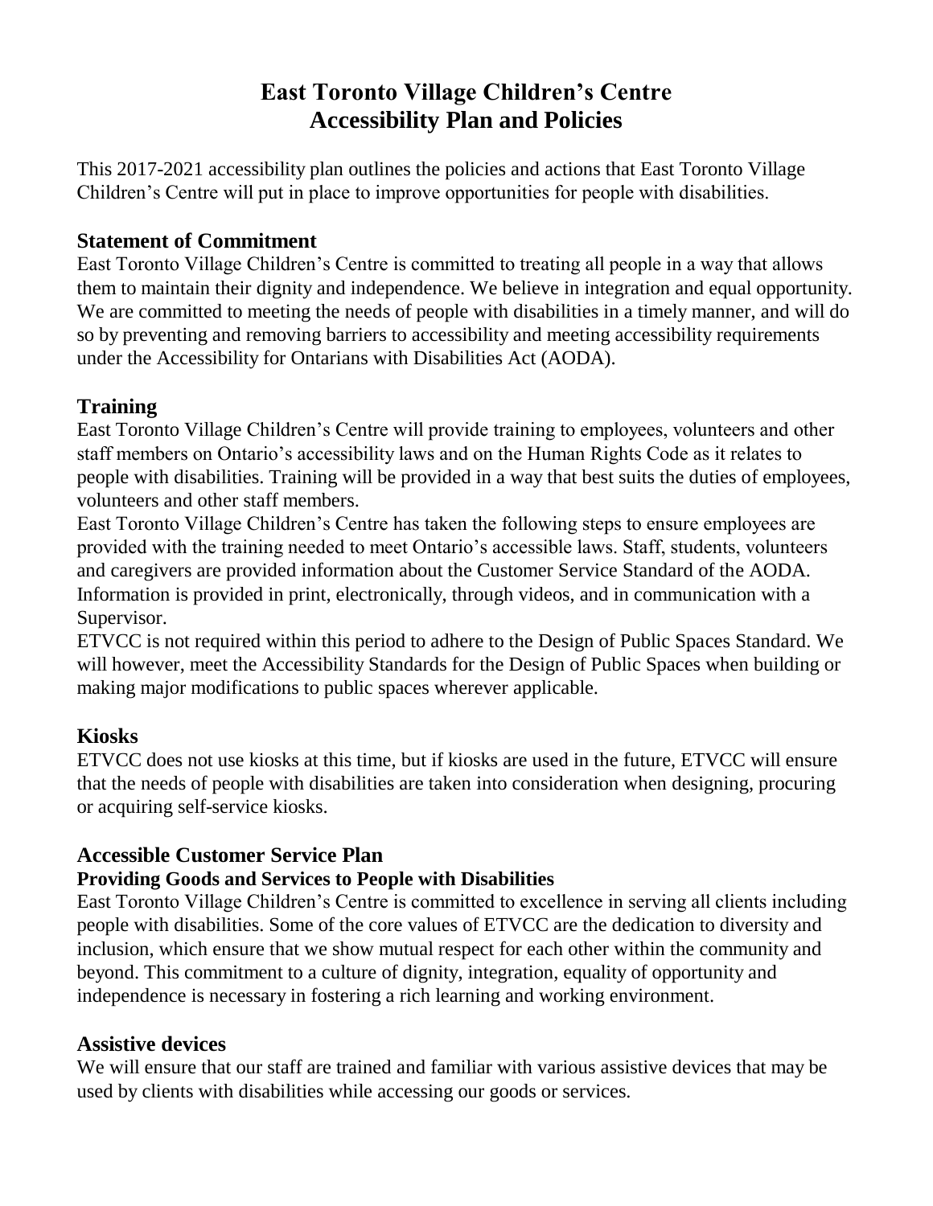# East Toronto Village Children's Centre
# Accessibility Plan and Policies

This 2017-2021 accessibility plan outlines the policies and actions that East Toronto Village Children's Centre will put in place to improve opportunities for people with disabilities.

## Statement of Commitment

East Toronto Village Children's Centre is committed to treating all people in a way that allows them to maintain their dignity and independence. We believe in integration and equal opportunity. We are committed to meeting the needs of people with disabilities in a timely manner, and will do so by preventing and removing barriers to accessibility and meeting accessibility requirements under the Accessibility for Ontarians with Disabilities Act (AODA).

## Training

East Toronto Village Children's Centre will provide training to employees, volunteers and other staff members on Ontario's accessibility laws and on the Human Rights Code as it relates to people with disabilities. Training will be provided in a way that best suits the duties of employees, volunteers and other staff members.

East Toronto Village Children's Centre has taken the following steps to ensure employees are provided with the training needed to meet Ontario's accessible laws. Staff, students, volunteers and caregivers are provided information about the Customer Service Standard of the AODA. Information is provided in print, electronically, through videos, and in communication with a Supervisor.

ETVCC is not required within this period to adhere to the Design of Public Spaces Standard. We will however, meet the Accessibility Standards for the Design of Public Spaces when building or making major modifications to public spaces wherever applicable.

## Kiosks

ETVCC does not use kiosks at this time, but if kiosks are used in the future, ETVCC will ensure that the needs of people with disabilities are taken into consideration when designing, procuring or acquiring self-service kiosks.

## Accessible Customer Service Plan

### Providing Goods and Services to People with Disabilities

East Toronto Village Children's Centre is committed to excellence in serving all clients including people with disabilities. Some of the core values of ETVCC are the dedication to diversity and inclusion, which ensure that we show mutual respect for each other within the community and beyond. This commitment to a culture of dignity, integration, equality of opportunity and independence is necessary in fostering a rich learning and working environment.

## Assistive devices

We will ensure that our staff are trained and familiar with various assistive devices that may be used by clients with disabilities while accessing our goods or services.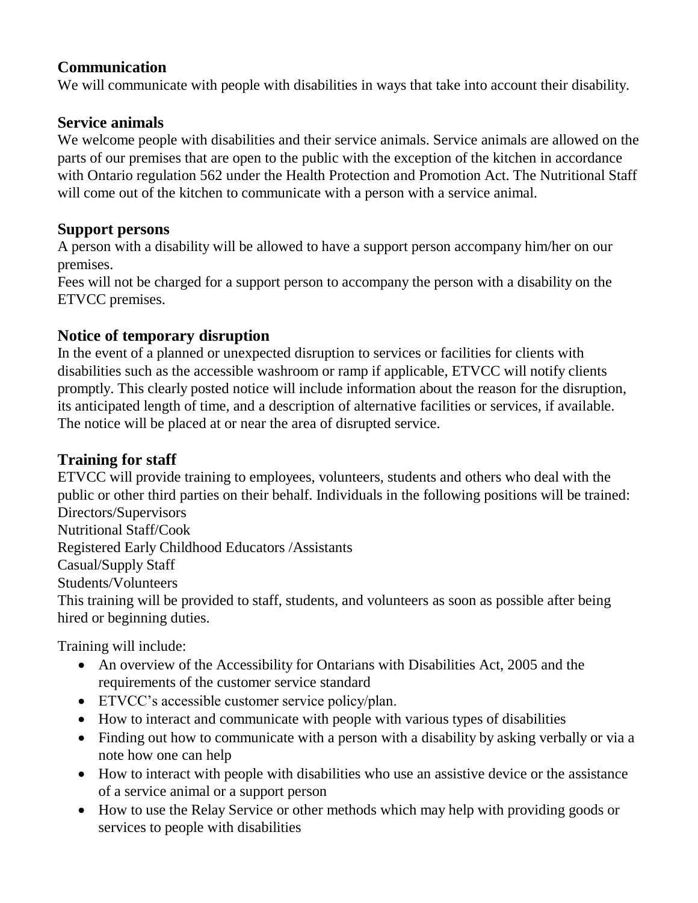## Communication

We will communicate with people with disabilities in ways that take into account their disability.

## Service animals

We welcome people with disabilities and their service animals. Service animals are allowed on the parts of our premises that are open to the public with the exception of the kitchen in accordance with Ontario regulation 562 under the Health Protection and Promotion Act. The Nutritional Staff will come out of the kitchen to communicate with a person with a service animal.

## Support persons

A person with a disability will be allowed to have a support person accompany him/her on our premises.

Fees will not be charged for a support person to accompany the person with a disability on the ETVCC premises.

## Notice of temporary disruption

In the event of a planned or unexpected disruption to services or facilities for clients with disabilities such as the accessible washroom or ramp if applicable, ETVCC will notify clients promptly. This clearly posted notice will include information about the reason for the disruption, its anticipated length of time, and a description of alternative facilities or services, if available. The notice will be placed at or near the area of disrupted service.

## Training for staff

ETVCC will provide training to employees, volunteers, students and others who deal with the public or other third parties on their behalf. Individuals in the following positions will be trained:

Directors/Supervisors

Nutritional Staff/Cook

Registered Early Childhood Educators /Assistants

Casual/Supply Staff

Students/Volunteers

This training will be provided to staff, students, and volunteers as soon as possible after being hired or beginning duties.

Training will include:

- An overview of the Accessibility for Ontarians with Disabilities Act, 2005 and the requirements of the customer service standard
- ETVCC's accessible customer service policy/plan.
- How to interact and communicate with people with various types of disabilities
- Finding out how to communicate with a person with a disability by asking verbally or via a note how one can help
- How to interact with people with disabilities who use an assistive device or the assistance of a service animal or a support person
- How to use the Relay Service or other methods which may help with providing goods or services to people with disabilities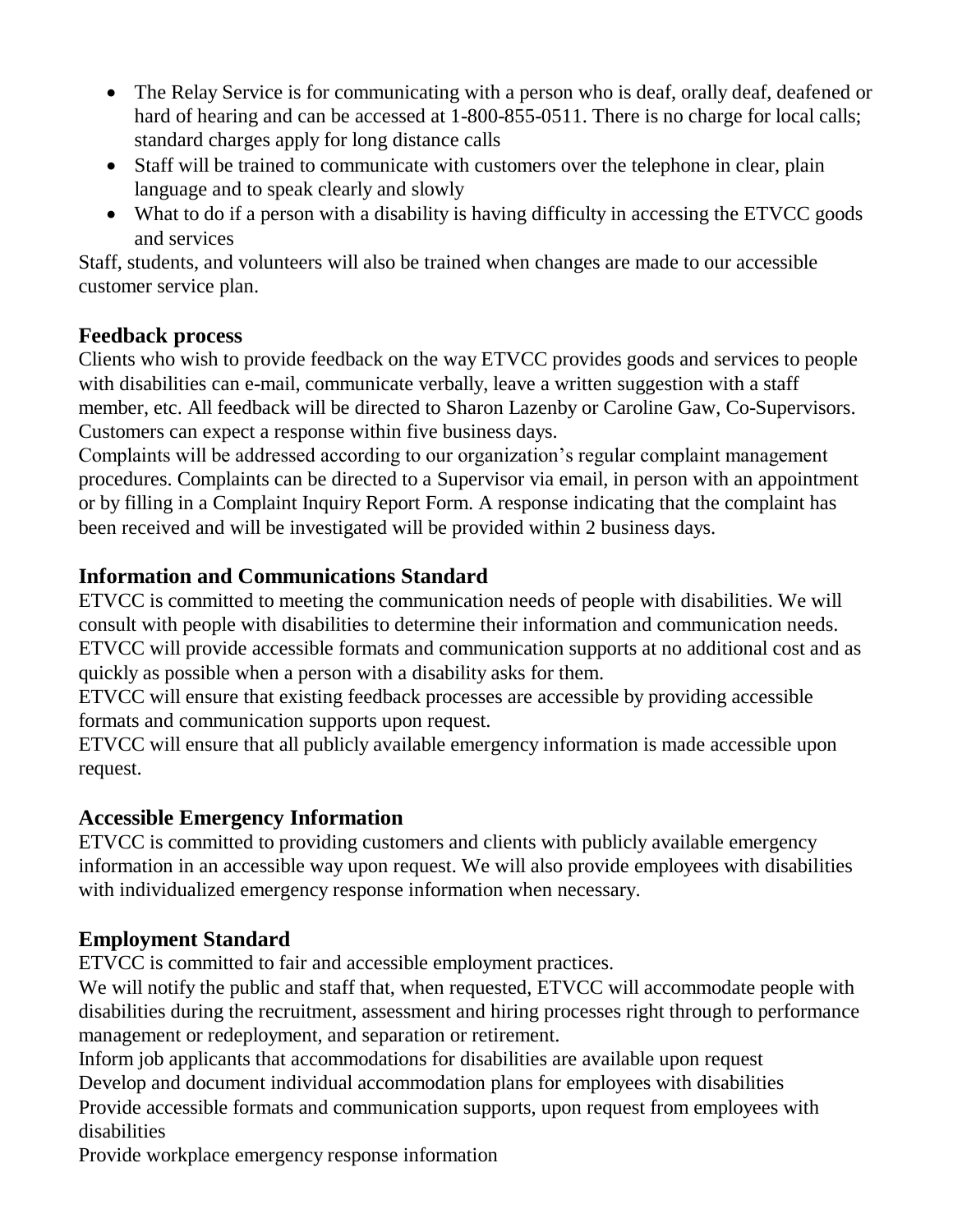- The Relay Service is for communicating with a person who is deaf, orally deaf, deafened or hard of hearing and can be accessed at 1-800-855-0511. There is no charge for local calls; standard charges apply for long distance calls
- Staff will be trained to communicate with customers over the telephone in clear, plain language and to speak clearly and slowly
- What to do if a person with a disability is having difficulty in accessing the ETVCC goods and services

Staff, students, and volunteers will also be trained when changes are made to our accessible customer service plan.

## Feedback process

Clients who wish to provide feedback on the way ETVCC provides goods and services to people with disabilities can e-mail, communicate verbally, leave a written suggestion with a staff member, etc. All feedback will be directed to Sharon Lazenby or Caroline Gaw, Co-Supervisors. Customers can expect a response within five business days.
Complaints will be addressed according to our organization's regular complaint management procedures. Complaints can be directed to a Supervisor via email, in person with an appointment or by filling in a Complaint Inquiry Report Form. A response indicating that the complaint has been received and will be investigated will be provided within 2 business days.

## Information and Communications Standard

ETVCC is committed to meeting the communication needs of people with disabilities. We will consult with people with disabilities to determine their information and communication needs.
ETVCC will provide accessible formats and communication supports at no additional cost and as quickly as possible when a person with a disability asks for them.
ETVCC will ensure that existing feedback processes are accessible by providing accessible formats and communication supports upon request.
ETVCC will ensure that all publicly available emergency information is made accessible upon request.

## Accessible Emergency Information

ETVCC is committed to providing customers and clients with publicly available emergency information in an accessible way upon request. We will also provide employees with disabilities with individualized emergency response information when necessary.

## Employment Standard

ETVCC is committed to fair and accessible employment practices.
We will notify the public and staff that, when requested, ETVCC will accommodate people with disabilities during the recruitment, assessment and hiring processes right through to performance management or redeployment, and separation or retirement.
Inform job applicants that accommodations for disabilities are available upon request
Develop and document individual accommodation plans for employees with disabilities
Provide accessible formats and communication supports, upon request from employees with disabilities
Provide workplace emergency response information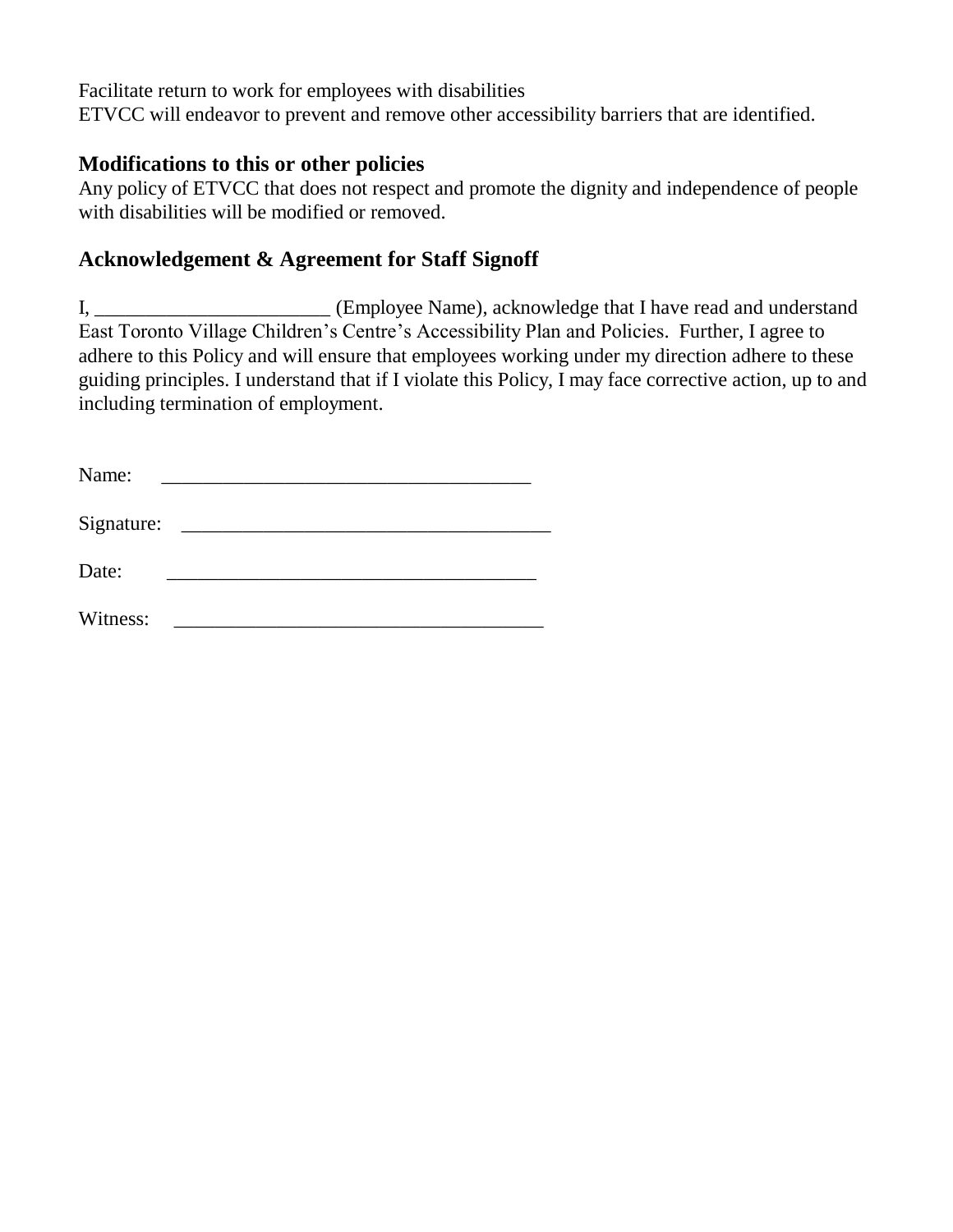Facilitate return to work for employees with disabilities
ETVCC will endeavor to prevent and remove other accessibility barriers that are identified.

## Modifications to this or other policies

Any policy of ETVCC that does not respect and promote the dignity and independence of people with disabilities will be modified or removed.

## Acknowledgement & Agreement for Staff Signoff

I, _______________________ (Employee Name), acknowledge that I have read and understand East Toronto Village Children's Centre's Accessibility Plan and Policies. Further, I agree to adhere to this Policy and will ensure that employees working under my direction adhere to these guiding principles. I understand that if I violate this Policy, I may face corrective action, up to and including termination of employment.

Name: _____________________________________

Signature: _____________________________________

Date: _____________________________________

Witness: _____________________________________